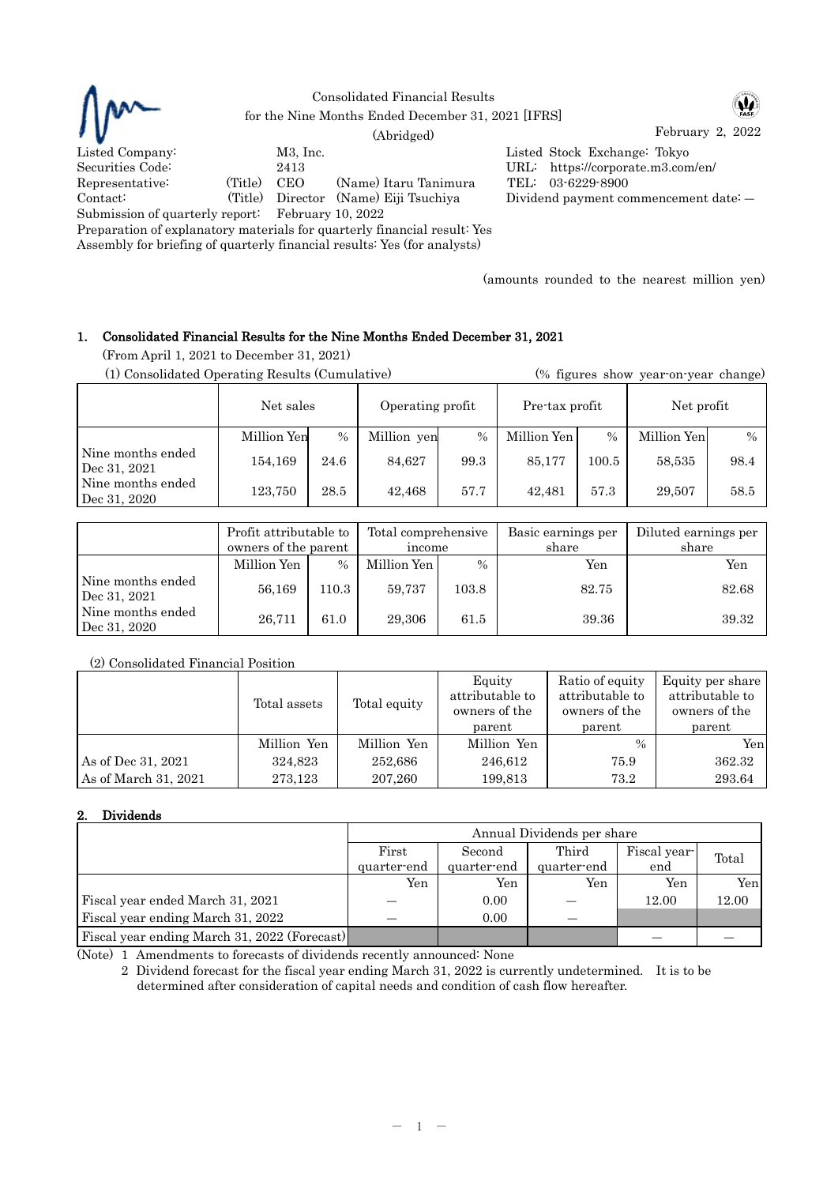# Consolidated Financial Results for the Nine Months Ended December 31, 2021 [IFRS] (Abridged)

February 2, 2022

Listed Company: M3, Inc.
Listed Stock Exchange: Tokyo
Securities Code: 2413
URL: https://corporate.m3.com/en/
Representative: (Title) CEO (Name) Itaru Tanimura
TEL: 03-6229-8900
Contact: (Title) Director (Name) Eiji Tsuchiya
Dividend payment commencement date: —
Submission of quarterly report: February 10, 2022
Preparation of explanatory materials for quarterly financial result: Yes
Assembly for briefing of quarterly financial results: Yes (for analysts)

(amounts rounded to the nearest million yen)

## 1. Consolidated Financial Results for the Nine Months Ended December 31, 2021

(From April 1, 2021 to December 31, 2021)

(1) Consolidated Operating Results (Cumulative) (% figures show year-on-year change)

| | Net sales | | Operating profit | | Pre-tax profit | | Net profit | |
|---|---|---|---|---|---|---|---|---|
| | Million Yen | % | Million yen | % | Million Yen | % | Million Yen | % |
| Nine months ended Dec 31, 2021 | 154,169 | 24.6 | 84,627 | 99.3 | 85,177 | 100.5 | 58,535 | 98.4 |
| Nine months ended Dec 31, 2020 | 123,750 | 28.5 | 42,468 | 57.7 | 42,481 | 57.3 | 29,507 | 58.5 |

| | Profit attributable to owners of the parent | | Total comprehensive income | | Basic earnings per share | Diluted earnings per share |
|---|---|---|---|---|---|---|
| | Million Yen | % | Million Yen | % | Yen | Yen |
| Nine months ended Dec 31, 2021 | 56,169 | 110.3 | 59,737 | 103.8 | 82.75 | 82.68 |
| Nine months ended Dec 31, 2020 | 26,711 | 61.0 | 29,306 | 61.5 | 39.36 | 39.32 |

(2) Consolidated Financial Position

| | Total assets | Total equity | Equity attributable to owners of the parent | Ratio of equity attributable to owners of the parent | Equity per share attributable to owners of the parent |
|---|---|---|---|---|---|
| | Million Yen | Million Yen | Million Yen | % | Yen |
| As of Dec 31, 2021 | 324,823 | 252,686 | 246,612 | 75.9 | 362.32 |
| As of March 31, 2021 | 273,123 | 207,260 | 199,813 | 73.2 | 293.64 |

## 2. Dividends

| | Annual Dividends per share | | | | |
|---|---|---|---|---|---|
| | First quarter-end | Second quarter-end | Third quarter-end | Fiscal year-end | Total |
| | Yen | Yen | Yen | Yen | Yen |
| Fiscal year ended March 31, 2021 | — | 0.00 | — | 12.00 | 12.00 |
| Fiscal year ending March 31, 2022 | — | 0.00 | — | | |
| Fiscal year ending March 31, 2022 (Forecast) | | | | — | — |

(Note) 1 Amendments to forecasts of dividends recently announced: None

2 Dividend forecast for the fiscal year ending March 31, 2022 is currently undetermined. It is to be determined after consideration of capital needs and condition of cash flow hereafter.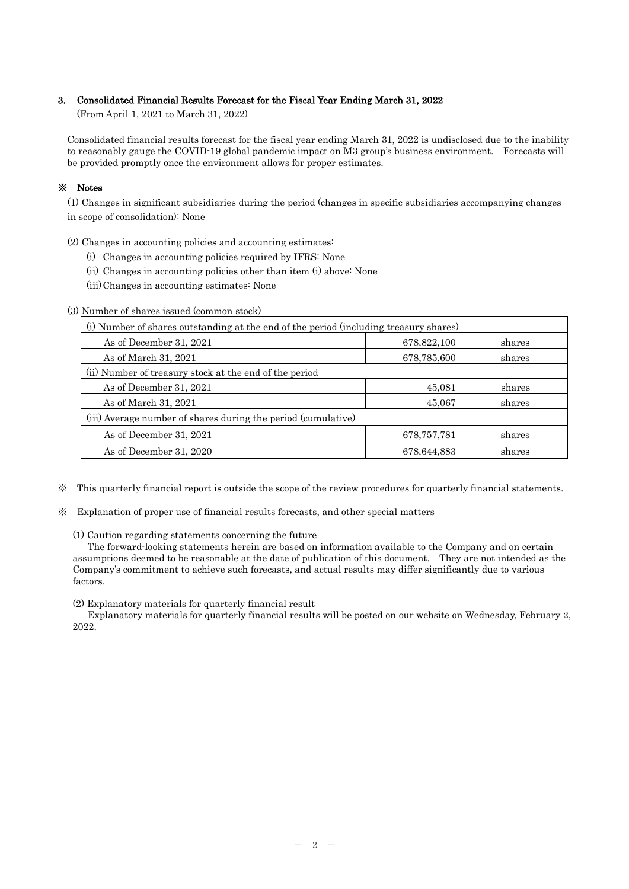## 3. Consolidated Financial Results Forecast for the Fiscal Year Ending March 31, 2022

(From April 1, 2021 to March 31, 2022)

Consolidated financial results forecast for the fiscal year ending March 31, 2022 is undisclosed due to the inability to reasonably gauge the COVID-19 global pandemic impact on M3 group's business environment. Forecasts will be provided promptly once the environment allows for proper estimates.

## ※ Notes

(1) Changes in significant subsidiaries during the period (changes in specific subsidiaries accompanying changes in scope of consolidation): None

(2) Changes in accounting policies and accounting estimates:

(i) Changes in accounting policies required by IFRS: None

(ii) Changes in accounting policies other than item (i) above: None

(iii) Changes in accounting estimates: None

(3) Number of shares issued (common stock)

| (i) Number of shares outstanding at the end of the period (including treasury shares) | | |
|---|---|---|
| As of December 31, 2021 | 678,822,100 | shares |
| As of March 31, 2021 | 678,785,600 | shares |
| **(ii) Number of treasury stock at the end of the period** | | |
| As of December 31, 2021 | 45,081 | shares |
| As of March 31, 2021 | 45,067 | shares |
| **(iii) Average number of shares during the period (cumulative)** | | |
| As of December 31, 2021 | 678,757,781 | shares |
| As of December 31, 2020 | 678,644,883 | shares |

※ This quarterly financial report is outside the scope of the review procedures for quarterly financial statements.

※ Explanation of proper use of financial results forecasts, and other special matters

(1) Caution regarding statements concerning the future

The forward-looking statements herein are based on information available to the Company and on certain assumptions deemed to be reasonable at the date of publication of this document. They are not intended as the Company's commitment to achieve such forecasts, and actual results may differ significantly due to various factors.

(2) Explanatory materials for quarterly financial result

Explanatory materials for quarterly financial results will be posted on our website on Wednesday, February 2, 2022.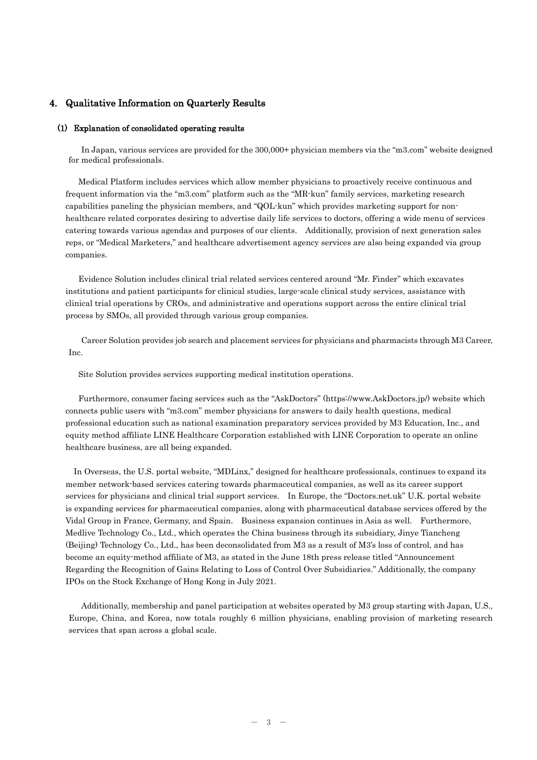## 4. Qualitative Information on Quarterly Results

### (1) Explanation of consolidated operating results

In Japan, various services are provided for the 300,000+ physician members via the "m3.com" website designed for medical professionals.

Medical Platform includes services which allow member physicians to proactively receive continuous and frequent information via the "m3.com" platform such as the "MR-kun" family services, marketing research capabilities paneling the physician members, and "QOL-kun" which provides marketing support for non-healthcare related corporates desiring to advertise daily life services to doctors, offering a wide menu of services catering towards various agendas and purposes of our clients. Additionally, provision of next generation sales reps, or "Medical Marketers," and healthcare advertisement agency services are also being expanded via group companies.

Evidence Solution includes clinical trial related services centered around "Mr. Finder" which excavates institutions and patient participants for clinical studies, large-scale clinical study services, assistance with clinical trial operations by CROs, and administrative and operations support across the entire clinical trial process by SMOs, all provided through various group companies.

Career Solution provides job search and placement services for physicians and pharmacists through M3 Career, Inc.

Site Solution provides services supporting medical institution operations.

Furthermore, consumer facing services such as the "AskDoctors" (https://www.AskDoctors.jp/) website which connects public users with "m3.com" member physicians for answers to daily health questions, medical professional education such as national examination preparatory services provided by M3 Education, Inc., and equity method affiliate LINE Healthcare Corporation established with LINE Corporation to operate an online healthcare business, are all being expanded.

In Overseas, the U.S. portal website, "MDLinx," designed for healthcare professionals, continues to expand its member network-based services catering towards pharmaceutical companies, as well as its career support services for physicians and clinical trial support services. In Europe, the "Doctors.net.uk" U.K. portal website is expanding services for pharmaceutical companies, along with pharmaceutical database services offered by the Vidal Group in France, Germany, and Spain. Business expansion continues in Asia as well. Furthermore, Medlive Technology Co., Ltd., which operates the China business through its subsidiary, Jinye Tiancheng (Beijing) Technology Co., Ltd., has been deconsolidated from M3 as a result of M3's loss of control, and has become an equity-method affiliate of M3, as stated in the June 18th press release titled "Announcement Regarding the Recognition of Gains Relating to Loss of Control Over Subsidiaries." Additionally, the company IPOs on the Stock Exchange of Hong Kong in July 2021.

Additionally, membership and panel participation at websites operated by M3 group starting with Japan, U.S., Europe, China, and Korea, now totals roughly 6 million physicians, enabling provision of marketing research services that span across a global scale.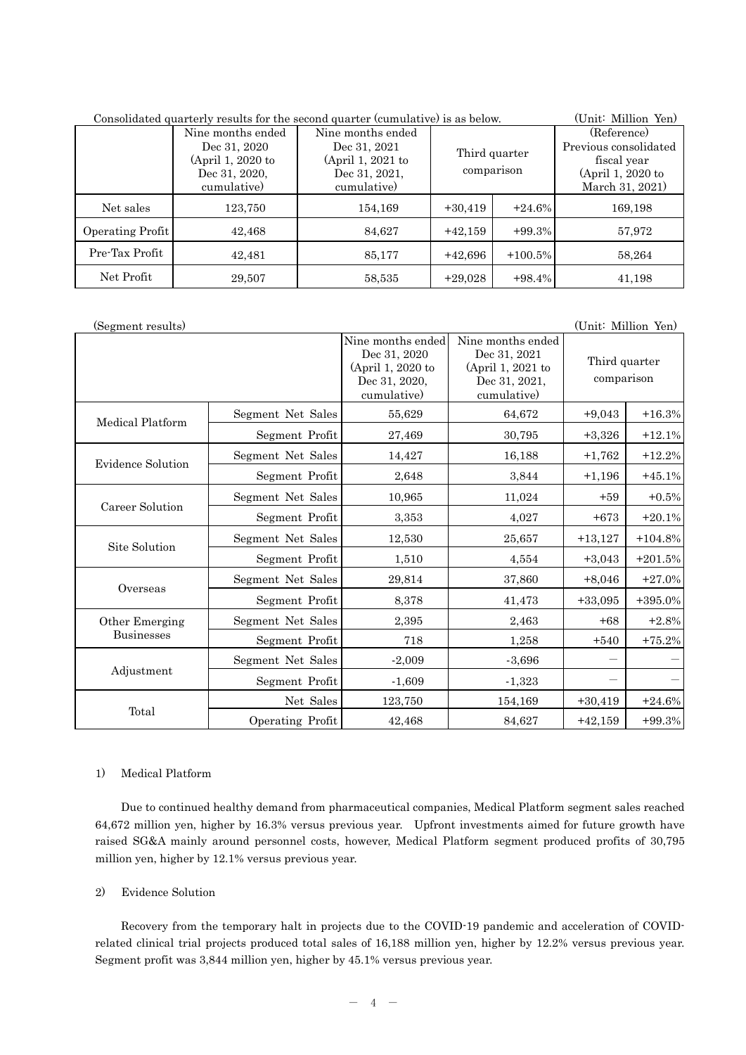Consolidated quarterly results for the second quarter (cumulative) is as below. (Unit: Million Yen)

| | Nine months ended Dec 31, 2020 (April 1, 2020 to Dec 31, 2020, cumulative) | Nine months ended Dec 31, 2021 (April 1, 2021 to Dec 31, 2021, cumulative) | Third quarter comparison | | (Reference) Previous consolidated fiscal year (April 1, 2020 to March 31, 2021) |
|---|---|---|---|---|---|
| Net sales | 123,750 | 154,169 | +30,419 | +24.6% | 169,198 |
| Operating Profit | 42,468 | 84,627 | +42,159 | +99.3% | 57,972 |
| Pre-Tax Profit | 42,481 | 85,177 | +42,696 | +100.5% | 58,264 |
| Net Profit | 29,507 | 58,535 | +29,028 | +98.4% | 41,198 |

(Segment results) (Unit: Million Yen)

| | | Nine months ended Dec 31, 2020 (April 1, 2020 to Dec 31, 2020, cumulative) | Nine months ended Dec 31, 2021 (April 1, 2021 to Dec 31, 2021, cumulative) | Third quarter comparison | |
|---|---|---|---|---|---|
| Medical Platform | Segment Net Sales | 55,629 | 64,672 | +9,043 | +16.3% |
| | Segment Profit | 27,469 | 30,795 | +3,326 | +12.1% |
| Evidence Solution | Segment Net Sales | 14,427 | 16,188 | +1,762 | +12.2% |
| | Segment Profit | 2,648 | 3,844 | +1,196 | +45.1% |
| Career Solution | Segment Net Sales | 10,965 | 11,024 | +59 | +0.5% |
| | Segment Profit | 3,353 | 4,027 | +673 | +20.1% |
| Site Solution | Segment Net Sales | 12,530 | 25,657 | +13,127 | +104.8% |
| | Segment Profit | 1,510 | 4,554 | +3,043 | +201.5% |
| Overseas | Segment Net Sales | 29,814 | 37,860 | +8,046 | +27.0% |
| | Segment Profit | 8,378 | 41,473 | +33,095 | +395.0% |
| Other Emerging Businesses | Segment Net Sales | 2,395 | 2,463 | +68 | +2.8% |
| | Segment Profit | 718 | 1,258 | +540 | +75.2% |
| Adjustment | Segment Net Sales | -2,009 | -3,696 | — | — |
| | Segment Profit | -1,609 | -1,323 | — | — |
| Total | Net Sales | 123,750 | 154,169 | +30,419 | +24.6% |
| | Operating Profit | 42,468 | 84,627 | +42,159 | +99.3% |

1) Medical Platform

Due to continued healthy demand from pharmaceutical companies, Medical Platform segment sales reached 64,672 million yen, higher by 16.3% versus previous year. Upfront investments aimed for future growth have raised SG&A mainly around personnel costs, however, Medical Platform segment produced profits of 30,795 million yen, higher by 12.1% versus previous year.

2) Evidence Solution

Recovery from the temporary halt in projects due to the COVID-19 pandemic and acceleration of COVID-related clinical trial projects produced total sales of 16,188 million yen, higher by 12.2% versus previous year. Segment profit was 3,844 million yen, higher by 45.1% versus previous year.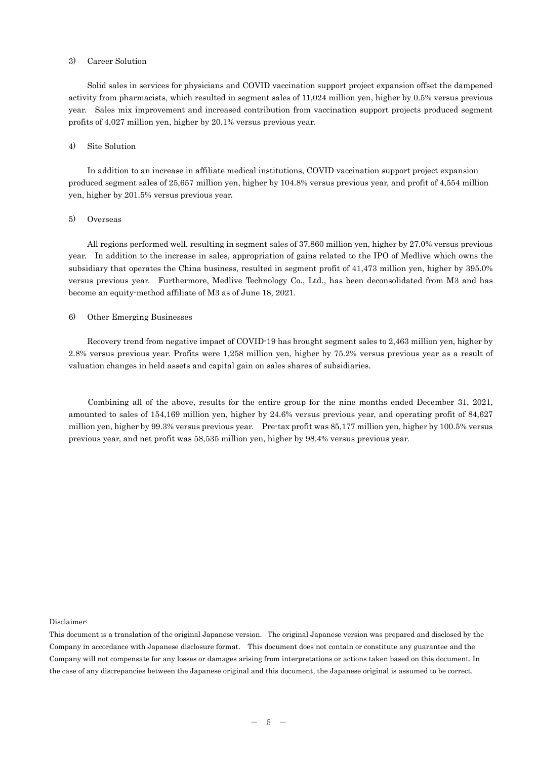3) Career Solution

Solid sales in services for physicians and COVID vaccination support project expansion offset the dampened activity from pharmacists, which resulted in segment sales of 11,024 million yen, higher by 0.5% versus previous year. Sales mix improvement and increased contribution from vaccination support projects produced segment profits of 4,027 million yen, higher by 20.1% versus previous year.

4) Site Solution

In addition to an increase in affiliate medical institutions, COVID vaccination support project expansion produced segment sales of 25,657 million yen, higher by 104.8% versus previous year, and profit of 4,554 million yen, higher by 201.5% versus previous year.

5) Overseas

All regions performed well, resulting in segment sales of 37,860 million yen, higher by 27.0% versus previous year. In addition to the increase in sales, appropriation of gains related to the IPO of Medlive which owns the subsidiary that operates the China business, resulted in segment profit of 41,473 million yen, higher by 395.0% versus previous year. Furthermore, Medlive Technology Co., Ltd., has been deconsolidated from M3 and has become an equity-method affiliate of M3 as of June 18, 2021.

6) Other Emerging Businesses

Recovery trend from negative impact of COVID-19 has brought segment sales to 2,463 million yen, higher by 2.8% versus previous year. Profits were 1,258 million yen, higher by 75.2% versus previous year as a result of valuation changes in held assets and capital gain on sales shares of subsidiaries.

Combining all of the above, results for the entire group for the nine months ended December 31, 2021, amounted to sales of 154,169 million yen, higher by 24.6% versus previous year, and operating profit of 84,627 million yen, higher by 99.3% versus previous year. Pre-tax profit was 85,177 million yen, higher by 100.5% versus previous year, and net profit was 58,535 million yen, higher by 98.4% versus previous year.

Disclaimer:

This document is a translation of the original Japanese version. The original Japanese version was prepared and disclosed by the Company in accordance with Japanese disclosure format. This document does not contain or constitute any guarantee and the Company will not compensate for any losses or damages arising from interpretations or actions taken based on this document. In the case of any discrepancies between the Japanese original and this document, the Japanese original is assumed to be correct.